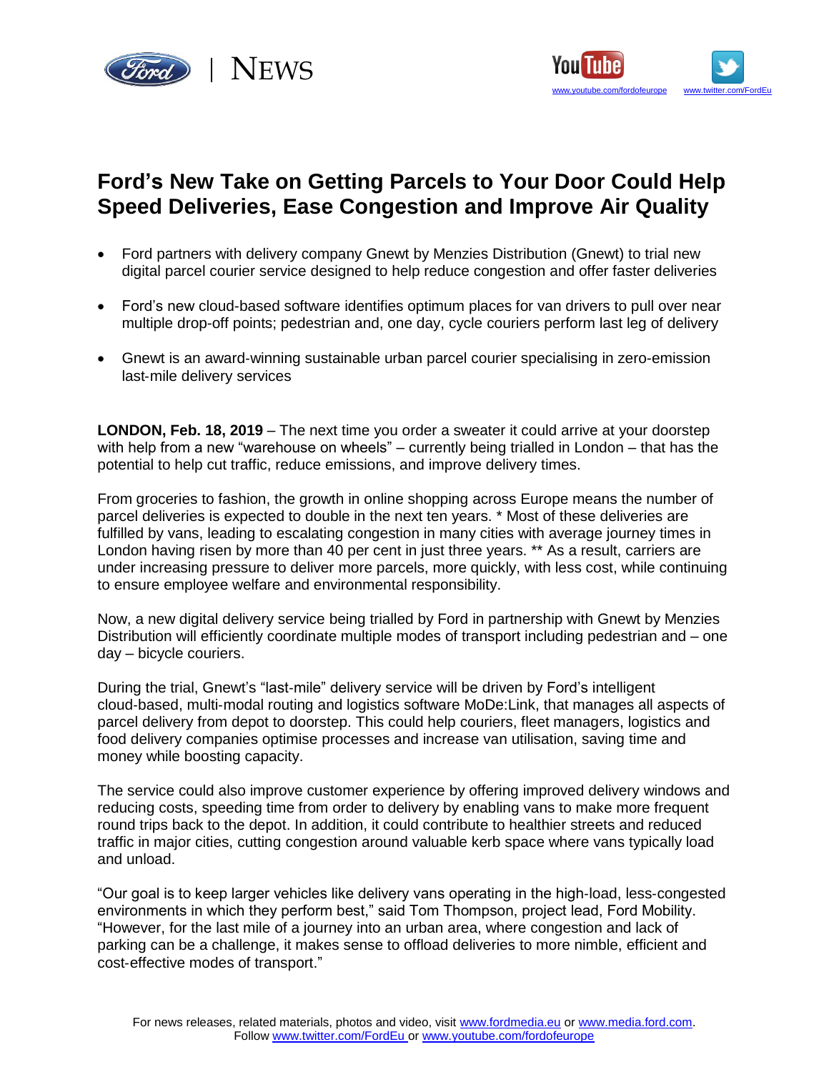# Ford's New Take on Getting Parcels to Your Door Could Help Speed Deliveries, Ease Congestion and Improve Air Quality

- Ford partners with delivery company Gnewt by Menzies Distribution (Gnewt) to trial new digital parcel courier service designed to help reduce congestion and offer faster deliveries
- Ford's new cloud-based software identifies optimum places for van drivers to pull over near multiple drop-off points; pedestrian and, one day, cycle couriers perform last leg of delivery
- Gnewt is an award-winning sustainable urban parcel courier specialising in zero-emission last-mile delivery services

**LONDON, Feb. 18, 2019** – The next time you order a sweater it could arrive at your doorstep with help from a new "warehouse on wheels" – currently being trialled in London – that has the potential to help cut traffic, reduce emissions, and improve delivery times.

From groceries to fashion, the growth in online shopping across Europe means the number of parcel deliveries is expected to double in the next ten years. * Most of these deliveries are fulfilled by vans, leading to escalating congestion in many cities with average journey times in London having risen by more than 40 per cent in just three years. ** As a result, carriers are under increasing pressure to deliver more parcels, more quickly, with less cost, while continuing to ensure employee welfare and environmental responsibility.

Now, a new digital delivery service being trialled by Ford in partnership with Gnewt by Menzies Distribution will efficiently coordinate multiple modes of transport including pedestrian and – one day – bicycle couriers.

During the trial, Gnewt's "last-mile" delivery service will be driven by Ford's intelligent cloud-based, multi-modal routing and logistics software MoDe:Link, that manages all aspects of parcel delivery from depot to doorstep. This could help couriers, fleet managers, logistics and food delivery companies optimise processes and increase van utilisation, saving time and money while boosting capacity.

The service could also improve customer experience by offering improved delivery windows and reducing costs, speeding time from order to delivery by enabling vans to make more frequent round trips back to the depot. In addition, it could contribute to healthier streets and reduced traffic in major cities, cutting congestion around valuable kerb space where vans typically load and unload.

"Our goal is to keep larger vehicles like delivery vans operating in the high-load, less-congested environments in which they perform best," said Tom Thompson, project lead, Ford Mobility. "However, for the last mile of a journey into an urban area, where congestion and lack of parking can be a challenge, it makes sense to offload deliveries to more nimble, efficient and cost-effective modes of transport."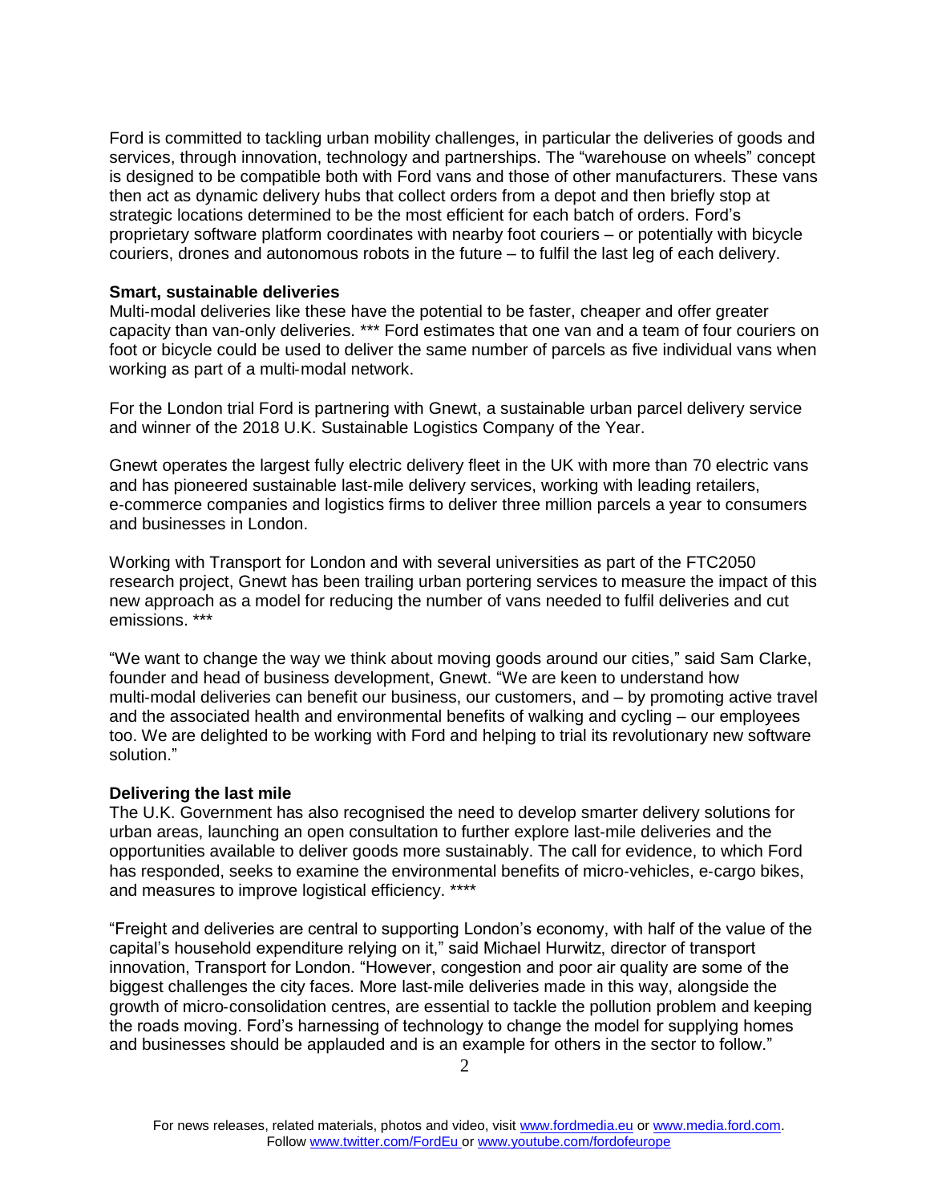Ford is committed to tackling urban mobility challenges, in particular the deliveries of goods and services, through innovation, technology and partnerships. The "warehouse on wheels" concept is designed to be compatible both with Ford vans and those of other manufacturers. These vans then act as dynamic delivery hubs that collect orders from a depot and then briefly stop at strategic locations determined to be the most efficient for each batch of orders. Ford's proprietary software platform coordinates with nearby foot couriers – or potentially with bicycle couriers, drones and autonomous robots in the future – to fulfil the last leg of each delivery.

**Smart, sustainable deliveries**

Multi-modal deliveries like these have the potential to be faster, cheaper and offer greater capacity than van-only deliveries. *** Ford estimates that one van and a team of four couriers on foot or bicycle could be used to deliver the same number of parcels as five individual vans when working as part of a multi-modal network.

For the London trial Ford is partnering with Gnewt, a sustainable urban parcel delivery service and winner of the 2018 U.K. Sustainable Logistics Company of the Year.

Gnewt operates the largest fully electric delivery fleet in the UK with more than 70 electric vans and has pioneered sustainable last-mile delivery services, working with leading retailers, e-commerce companies and logistics firms to deliver three million parcels a year to consumers and businesses in London.

Working with Transport for London and with several universities as part of the FTC2050 research project, Gnewt has been trailing urban portering services to measure the impact of this new approach as a model for reducing the number of vans needed to fulfil deliveries and cut emissions. ***

"We want to change the way we think about moving goods around our cities," said Sam Clarke, founder and head of business development, Gnewt. "We are keen to understand how multi-modal deliveries can benefit our business, our customers, and – by promoting active travel and the associated health and environmental benefits of walking and cycling – our employees too. We are delighted to be working with Ford and helping to trial its revolutionary new software solution."

**Delivering the last mile**

The U.K. Government has also recognised the need to develop smarter delivery solutions for urban areas, launching an open consultation to further explore last-mile deliveries and the opportunities available to deliver goods more sustainably. The call for evidence, to which Ford has responded, seeks to examine the environmental benefits of micro-vehicles, e-cargo bikes, and measures to improve logistical efficiency. ****

"Freight and deliveries are central to supporting London's economy, with half of the value of the capital's household expenditure relying on it," said Michael Hurwitz, director of transport innovation, Transport for London. "However, congestion and poor air quality are some of the biggest challenges the city faces. More last-mile deliveries made in this way, alongside the growth of micro-consolidation centres, are essential to tackle the pollution problem and keeping the roads moving. Ford's harnessing of technology to change the model for supplying homes and businesses should be applauded and is an example for others in the sector to follow."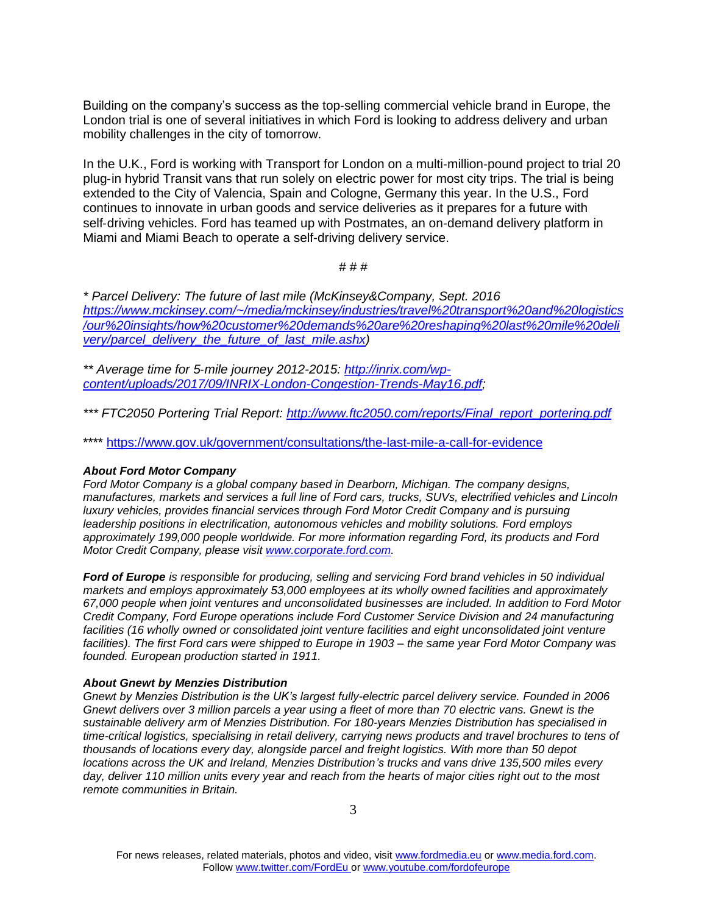Building on the company's success as the top-selling commercial vehicle brand in Europe, the London trial is one of several initiatives in which Ford is looking to address delivery and urban mobility challenges in the city of tomorrow.

In the U.K., Ford is working with Transport for London on a multi-million-pound project to trial 20 plug-in hybrid Transit vans that run solely on electric power for most city trips. The trial is being extended to the City of Valencia, Spain and Cologne, Germany this year. In the U.S., Ford continues to innovate in urban goods and service deliveries as it prepares for a future with self-driving vehicles. Ford has teamed up with Postmates, an on-demand delivery platform in Miami and Miami Beach to operate a self-driving delivery service.

# # #

*\* Parcel Delivery: The future of last mile (McKinsey&Company, Sept. 2016 https://www.mckinsey.com/~/media/mckinsey/industries/travel%20transport%20and%20logistics/our%20insights/how%20customer%20demands%20are%20reshaping%20last%20mile%20delivery/parcel_delivery_the_future_of_last_mile.ashx)*

*\*\* Average time for 5-mile journey 2012-2015: http://inrix.com/wp-content/uploads/2017/09/INRIX-London-Congestion-Trends-May16.pdf;*

*\*\*\* FTC2050 Portering Trial Report: http://www.ftc2050.com/reports/Final_report_portering.pdf*

\*\*\*\* https://www.gov.uk/government/consultations/the-last-mile-a-call-for-evidence

***About Ford Motor Company***

*Ford Motor Company is a global company based in Dearborn, Michigan. The company designs, manufactures, markets and services a full line of Ford cars, trucks, SUVs, electrified vehicles and Lincoln luxury vehicles, provides financial services through Ford Motor Credit Company and is pursuing leadership positions in electrification, autonomous vehicles and mobility solutions. Ford employs approximately 199,000 people worldwide. For more information regarding Ford, its products and Ford Motor Credit Company, please visit www.corporate.ford.com.*

***Ford of Europe*** *is responsible for producing, selling and servicing Ford brand vehicles in 50 individual markets and employs approximately 53,000 employees at its wholly owned facilities and approximately 67,000 people when joint ventures and unconsolidated businesses are included. In addition to Ford Motor Credit Company, Ford Europe operations include Ford Customer Service Division and 24 manufacturing facilities (16 wholly owned or consolidated joint venture facilities and eight unconsolidated joint venture facilities). The first Ford cars were shipped to Europe in 1903 – the same year Ford Motor Company was founded. European production started in 1911.*

***About Gnewt by Menzies Distribution***

*Gnewt by Menzies Distribution is the UK's largest fully-electric parcel delivery service. Founded in 2006 Gnewt delivers over 3 million parcels a year using a fleet of more than 70 electric vans. Gnewt is the sustainable delivery arm of Menzies Distribution. For 180-years Menzies Distribution has specialised in time-critical logistics, specialising in retail delivery, carrying news products and travel brochures to tens of thousands of locations every day, alongside parcel and freight logistics. With more than 50 depot locations across the UK and Ireland, Menzies Distribution's trucks and vans drive 135,500 miles every day, deliver 110 million units every year and reach from the hearts of major cities right out to the most remote communities in Britain.*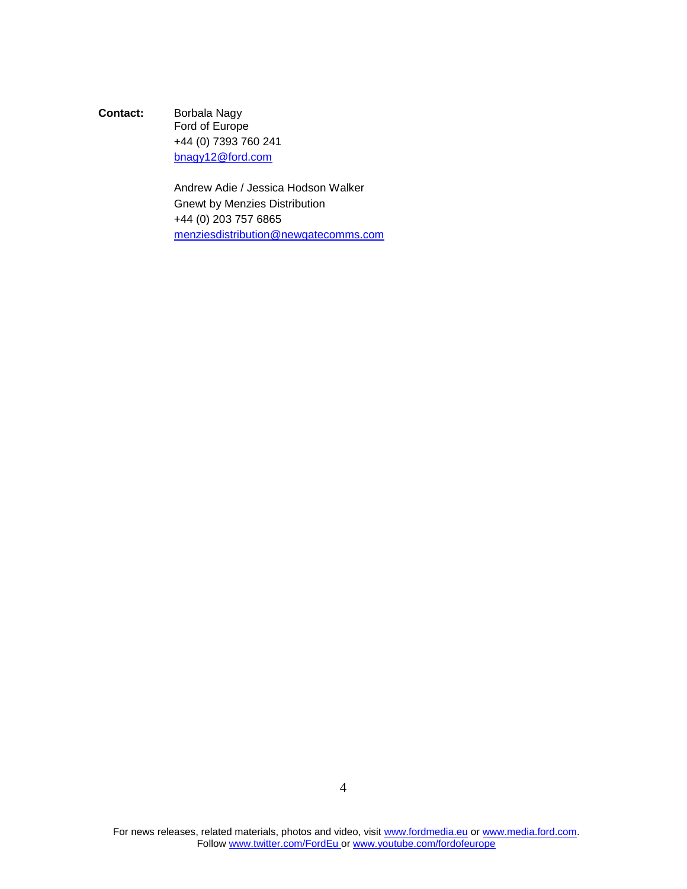**Contact:** Borbala Nagy
Ford of Europe
+44 (0) 7393 760 241
bnagy12@ford.com

Andrew Adie / Jessica Hodson Walker
Gnewt by Menzies Distribution
+44 (0) 203 757 6865
menziesdistribution@newgatecomms.com

For news releases, related materials, photos and video, visit www.fordmedia.eu or www.media.ford.com.
Follow www.twitter.com/FordEu or www.youtube.com/fordofeurope